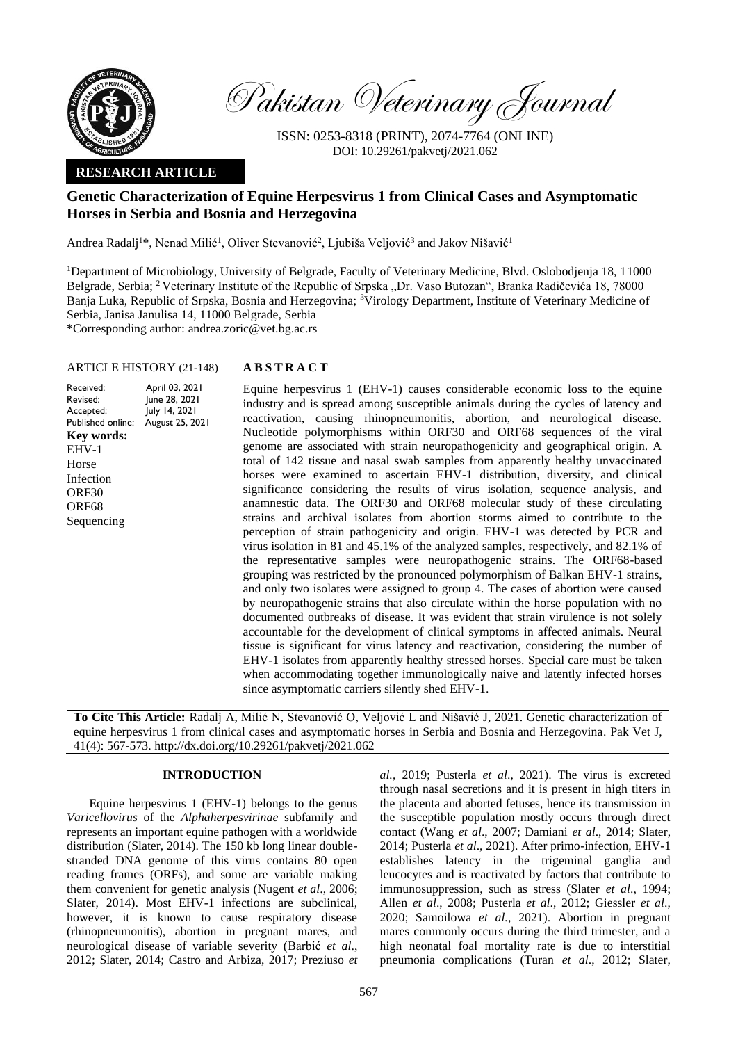Pakistan Veterinary Journal

ISSN: 0253-8318 (PRINT), 2074-7764 (ONLINE)
DOI: 10.29261/pakvetj/2021.062

**RESEARCH ARTICLE**

# Genetic Characterization of Equine Herpesvirus 1 from Clinical Cases and Asymptomatic Horses in Serbia and Bosnia and Herzegovina

Andrea Radalj[1]*, Nenad Milić[1], Oliver Stevanović[2], Ljubiša Veljović[3] and Jakov Nišavić[1]

[1]Department of Microbiology, University of Belgrade, Faculty of Veterinary Medicine, Blvd. Oslobodjenja 18, 11000 Belgrade, Serbia; [2] Veterinary Institute of the Republic of Srpska „Dr. Vaso Butozan", Branka Radičevića 18, 78000 Banja Luka, Republic of Srpska, Bosnia and Herzegovina; [3]Virology Department, Institute of Veterinary Medicine of Serbia, Janisa Janulisa 14, 11000 Belgrade, Serbia
*Corresponding author: andrea.zoric@vet.bg.ac.rs

**ARTICLE HISTORY** (21-148)

| | |
|---|---|
| Received: | April 03, 2021 |
| Revised: | June 28, 2021 |
| Accepted: | July 14, 2021 |
| Published online: | August 25, 2021 |

**Key words:**
EHV-1
Horse
Infection
ORF30
ORF68
Sequencing

## ABSTRACT

Equine herpesvirus 1 (EHV-1) causes considerable economic loss to the equine industry and is spread among susceptible animals during the cycles of latency and reactivation, causing rhinopneumonitis, abortion, and neurological disease. Nucleotide polymorphisms within ORF30 and ORF68 sequences of the viral genome are associated with strain neuropathogenicity and geographical origin. A total of 142 tissue and nasal swab samples from apparently healthy unvaccinated horses were examined to ascertain EHV-1 distribution, diversity, and clinical significance considering the results of virus isolation, sequence analysis, and anamnestic data. The ORF30 and ORF68 molecular study of these circulating strains and archival isolates from abortion storms aimed to contribute to the perception of strain pathogenicity and origin. EHV-1 was detected by PCR and virus isolation in 81 and 45.1% of the analyzed samples, respectively, and 82.1% of the representative samples were neuropathogenic strains. The ORF68-based grouping was restricted by the pronounced polymorphism of Balkan EHV-1 strains, and only two isolates were assigned to group 4. The cases of abortion were caused by neuropathogenic strains that also circulate within the horse population with no documented outbreaks of disease. It was evident that strain virulence is not solely accountable for the development of clinical symptoms in affected animals. Neural tissue is significant for virus latency and reactivation, considering the number of EHV-1 isolates from apparently healthy stressed horses. Special care must be taken when accommodating together immunologically naive and latently infected horses since asymptomatic carriers silently shed EHV-1.

**To Cite This Article:** Radalj A, Milić N, Stevanović O, Veljović L and Nišavić J, 2021. Genetic characterization of equine herpesvirus 1 from clinical cases and asymptomatic horses in Serbia and Bosnia and Herzegovina. Pak Vet J, 41(4): 567-573. http://dx.doi.org/10.29261/pakvetj/2021.062

## INTRODUCTION

Equine herpesvirus 1 (EHV-1) belongs to the genus *Varicellovirus* of the *Alphaherpesvirinae* subfamily and represents an important equine pathogen with a worldwide distribution (Slater, 2014). The 150 kb long linear double-stranded DNA genome of this virus contains 80 open reading frames (ORFs), and some are variable making them convenient for genetic analysis (Nugent *et al*., 2006; Slater, 2014). Most EHV-1 infections are subclinical, however, it is known to cause respiratory disease (rhinopneumonitis), abortion in pregnant mares, and neurological disease of variable severity (Barbić *et al*., 2012; Slater, 2014; Castro and Arbiza, 2017; Preziuso *et al*., 2019; Pusterla *et al*., 2021). The virus is excreted through nasal secretions and it is present in high titers in the placenta and aborted fetuses, hence its transmission in the susceptible population mostly occurs through direct contact (Wang *et al*., 2007; Damiani *et al*., 2014; Slater, 2014; Pusterla *et al*., 2021). After primo-infection, EHV-1 establishes latency in the trigeminal ganglia and leucocytes and is reactivated by factors that contribute to immunosuppression, such as stress (Slater *et al*., 1994; Allen *et al*., 2008; Pusterla *et al*., 2012; Giessler *et al*., 2020; Samoilowa *et al.*, 2021). Abortion in pregnant mares commonly occurs during the third trimester, and a high neonatal foal mortality rate is due to interstitial pneumonia complications (Turan *et al*., 2012; Slater,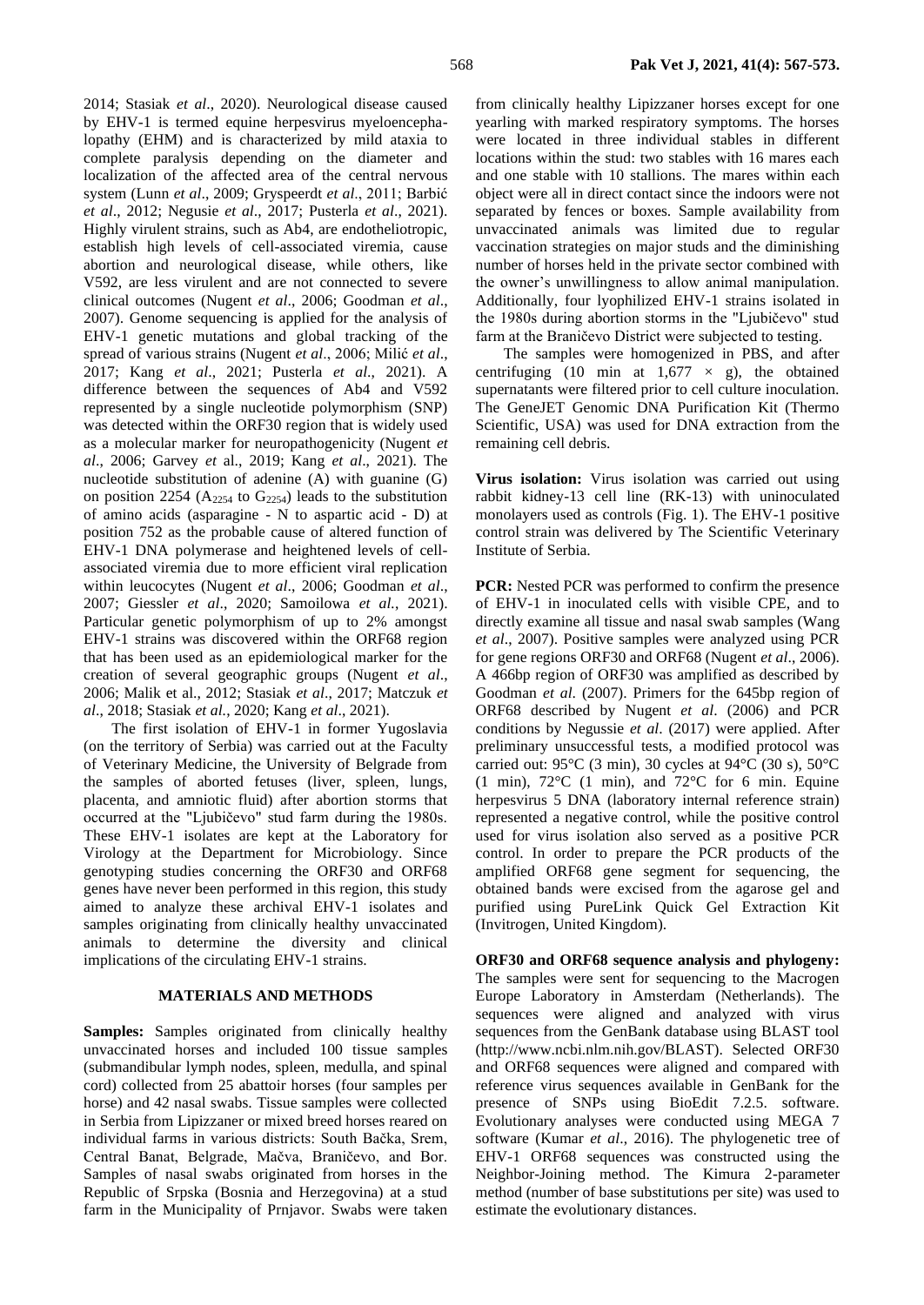2014; Stasiak *et al*., 2020). Neurological disease caused by EHV-1 is termed equine herpesvirus myeloencephalopathy (EHM) and is characterized by mild ataxia to complete paralysis depending on the diameter and localization of the affected area of the central nervous system (Lunn *et al*., 2009; Gryspeerdt *et al*., 2011; Barbić *et al*., 2012; Negusie *et al*., 2017; Pusterla *et al*., 2021). Highly virulent strains, such as Ab4, are endotheliotropic, establish high levels of cell-associated viremia, cause abortion and neurological disease, while others, like V592, are less virulent and are not connected to severe clinical outcomes (Nugent *et al*., 2006; Goodman *et al*., 2007). Genome sequencing is applied for the analysis of EHV-1 genetic mutations and global tracking of the spread of various strains (Nugent *et al*., 2006; Milić *et al*., 2017; Kang *et al*., 2021; Pusterla *et al*., 2021). A difference between the sequences of Ab4 and V592 represented by a single nucleotide polymorphism (SNP) was detected within the ORF30 region that is widely used as a molecular marker for neuropathogenicity (Nugent *et al*., 2006; Garvey *et* al., 2019; Kang *et al*., 2021). The nucleotide substitution of adenine (A) with guanine (G) on position 2254 ($A_{2254}$ to $G_{2254}$) leads to the substitution of amino acids (asparagine - N to aspartic acid - D) at position 752 as the probable cause of altered function of EHV-1 DNA polymerase and heightened levels of cell-associated viremia due to more efficient viral replication within leucocytes (Nugent *et al*., 2006; Goodman *et al*., 2007; Giessler *et al*., 2020; Samoilowa *et al.,* 2021). Particular genetic polymorphism of up to 2% amongst EHV-1 strains was discovered within the ORF68 region that has been used as an epidemiological marker for the creation of several geographic groups (Nugent *et al*., 2006; Malik et al., 2012; Stasiak *et al*., 2017; Matczuk *et al*., 2018; Stasiak *et al.*, 2020; Kang *et al*., 2021).

The first isolation of EHV-1 in former Yugoslavia (on the territory of Serbia) was carried out at the Faculty of Veterinary Medicine, the University of Belgrade from the samples of aborted fetuses (liver, spleen, lungs, placenta, and amniotic fluid) after abortion storms that occurred at the "Ljubičevo" stud farm during the 1980s. These EHV-1 isolates are kept at the Laboratory for Virology at the Department for Microbiology. Since genotyping studies concerning the ORF30 and ORF68 genes have never been performed in this region, this study aimed to analyze these archival EHV-1 isolates and samples originating from clinically healthy unvaccinated animals to determine the diversity and clinical implications of the circulating EHV-1 strains.

## MATERIALS AND METHODS

**Samples:** Samples originated from clinically healthy unvaccinated horses and included 100 tissue samples (submandibular lymph nodes, spleen, medulla, and spinal cord) collected from 25 abattoir horses (four samples per horse) and 42 nasal swabs. Tissue samples were collected in Serbia from Lipizzaner or mixed breed horses reared on individual farms in various districts: South Bačka, Srem, Central Banat, Belgrade, Mačva, Braničevo, and Bor. Samples of nasal swabs originated from horses in the Republic of Srpska (Bosnia and Herzegovina) at a stud farm in the Municipality of Prnjavor. Swabs were taken from clinically healthy Lipizzaner horses except for one yearling with marked respiratory symptoms. The horses were located in three individual stables in different locations within the stud: two stables with 16 mares each and one stable with 10 stallions. The mares within each object were all in direct contact since the indoors were not separated by fences or boxes. Sample availability from unvaccinated animals was limited due to regular vaccination strategies on major studs and the diminishing number of horses held in the private sector combined with the owner's unwillingness to allow animal manipulation. Additionally, four lyophilized EHV-1 strains isolated in the 1980s during abortion storms in the "Ljubičevo" stud farm at the Braničevo District were subjected to testing.

The samples were homogenized in PBS, and after centrifuging (10 min at 1,677 × g), the obtained supernatants were filtered prior to cell culture inoculation. The GeneJET Genomic DNA Purification Kit (Thermo Scientific, USA) was used for DNA extraction from the remaining cell debris.

**Virus isolation:** Virus isolation was carried out using rabbit kidney-13 cell line (RK-13) with uninoculated monolayers used as controls (Fig. 1). The EHV-1 positive control strain was delivered by The Scientific Veterinary Institute of Serbia.

**PCR:** Nested PCR was performed to confirm the presence of EHV-1 in inoculated cells with visible CPE, and to directly examine all tissue and nasal swab samples (Wang *et al*., 2007). Positive samples were analyzed using PCR for gene regions ORF30 and ORF68 (Nugent *et al*., 2006). A 466bp region of ORF30 was amplified as described by Goodman *et al*. (2007). Primers for the 645bp region of ORF68 described by Nugent *et al*. (2006) and PCR conditions by Negussie *et al*. (2017) were applied. After preliminary unsuccessful tests, a modified protocol was carried out: 95°C (3 min), 30 cycles at 94°C (30 s), 50°C (1 min), 72°C (1 min), and 72°C for 6 min. Equine herpesvirus 5 DNA (laboratory internal reference strain) represented a negative control, while the positive control used for virus isolation also served as a positive PCR control. In order to prepare the PCR products of the amplified ORF68 gene segment for sequencing, the obtained bands were excised from the agarose gel and purified using PureLink Quick Gel Extraction Kit (Invitrogen, United Kingdom).

**ORF30 and ORF68 sequence analysis and phylogeny:** The samples were sent for sequencing to the Macrogen Europe Laboratory in Amsterdam (Netherlands). The sequences were aligned and analyzed with virus sequences from the GenBank database using BLAST tool (http://www.ncbi.nlm.nih.gov/BLAST). Selected ORF30 and ORF68 sequences were aligned and compared with reference virus sequences available in GenBank for the presence of SNPs using BioEdit 7.2.5. software. Evolutionary analyses were conducted using MEGA 7 software (Kumar *et al*., 2016). The phylogenetic tree of EHV-1 ORF68 sequences was constructed using the Neighbor-Joining method. The Kimura 2-parameter method (number of base substitutions per site) was used to estimate the evolutionary distances.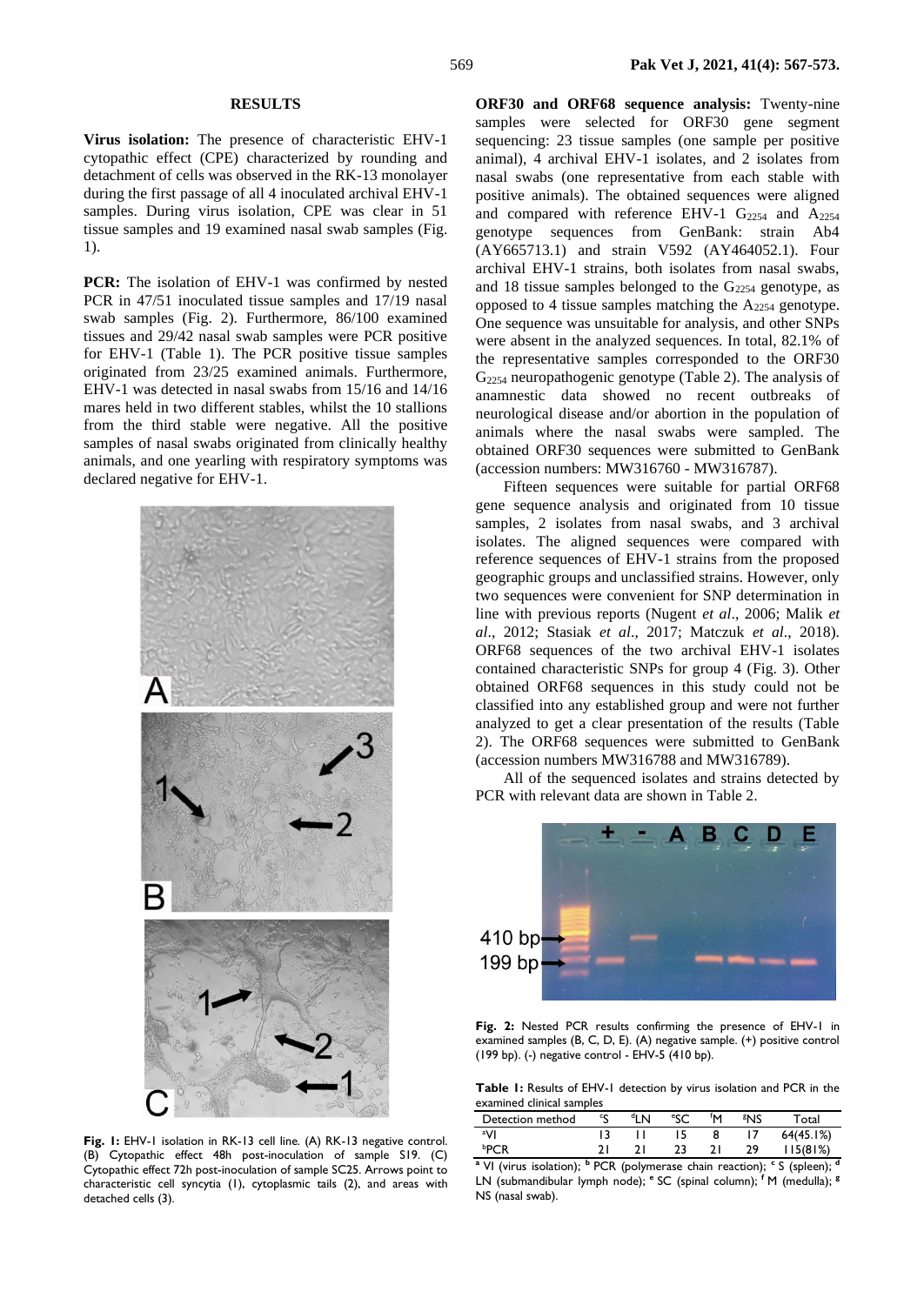## RESULTS

**Virus isolation:** The presence of characteristic EHV-1 cytopathic effect (CPE) characterized by rounding and detachment of cells was observed in the RK-13 monolayer during the first passage of all 4 inoculated archival EHV-1 samples. During virus isolation, CPE was clear in 51 tissue samples and 19 examined nasal swab samples (Fig. 1).

**PCR:** The isolation of EHV-1 was confirmed by nested PCR in 47/51 inoculated tissue samples and 17/19 nasal swab samples (Fig. 2). Furthermore, 86/100 examined tissues and 29/42 nasal swab samples were PCR positive for EHV-1 (Table 1). The PCR positive tissue samples originated from 23/25 examined animals. Furthermore, EHV-1 was detected in nasal swabs from 15/16 and 14/16 mares held in two different stables, whilst the 10 stallions from the third stable were negative. All the positive samples of nasal swabs originated from clinically healthy animals, and one yearling with respiratory symptoms was declared negative for EHV-1.

**Fig. 1:** EHV-1 isolation in RK-13 cell line. (A) RK-13 negative control. (B) Cytopathic effect 48h post-inoculation of sample S19. (C) Cytopathic effect 72h post-inoculation of sample SC25. Arrows point to characteristic cell syncytia (1), cytoplasmic tails (2), and areas with detached cells (3).

**ORF30 and ORF68 sequence analysis:** Twenty-nine samples were selected for ORF30 gene segment sequencing: 23 tissue samples (one sample per positive animal), 4 archival EHV-1 isolates, and 2 isolates from nasal swabs (one representative from each stable with positive animals). The obtained sequences were aligned and compared with reference EHV-1 $G_{2254}$ and $A_{2254}$ genotype sequences from GenBank: strain Ab4 (AY665713.1) and strain V592 (AY464052.1). Four archival EHV-1 strains, both isolates from nasal swabs, and 18 tissue samples belonged to the $G_{2254}$ genotype, as opposed to 4 tissue samples matching the $A_{2254}$ genotype. One sequence was unsuitable for analysis, and other SNPs were absent in the analyzed sequences. In total, 82.1% of the representative samples corresponded to the ORF30 $G_{2254}$ neuropathogenic genotype (Table 2). The analysis of anamnestic data showed no recent outbreaks of neurological disease and/or abortion in the population of animals where the nasal swabs were sampled. The obtained ORF30 sequences were submitted to GenBank (accession numbers: MW316760 - MW316787).

Fifteen sequences were suitable for partial ORF68 gene sequence analysis and originated from 10 tissue samples, 2 isolates from nasal swabs, and 3 archival isolates. The aligned sequences were compared with reference sequences of EHV-1 strains from the proposed geographic groups and unclassified strains. However, only two sequences were convenient for SNP determination in line with previous reports (Nugent *et al*., 2006; Malik *et al*., 2012; Stasiak *et al*., 2017; Matczuk *et al*., 2018). ORF68 sequences of the two archival EHV-1 isolates contained characteristic SNPs for group 4 (Fig. 3). Other obtained ORF68 sequences in this study could not be classified into any established group and were not further analyzed to get a clear presentation of the results (Table 2). The ORF68 sequences were submitted to GenBank (accession numbers MW316788 and MW316789).

All of the sequenced isolates and strains detected by PCR with relevant data are shown in Table 2.

**Fig. 2:** Nested PCR results confirming the presence of EHV-1 in examined samples (B, C, D, E). (A) negative sample. (+) positive control (199 bp). (-) negative control - EHV-5 (410 bp).

**Table 1:** Results of EHV-1 detection by virus isolation and PCR in the examined clinical samples

| Detection method | [c]S | [d]LN | [e]SC | [f]M | [g]NS | Total |
|---|---|---|---|---|---|---|
| [a]VI | 13 | 11 | 15 | 8 | 17 | 64(45.1%) |
| [b]PCR | 21 | 21 | 23 | 21 | 29 | 115(81%) |

[a] VI (virus isolation); [b] PCR (polymerase chain reaction); [c] S (spleen); [d] LN (submandibular lymph node); [e] SC (spinal column); [f] M (medulla); [g] NS (nasal swab).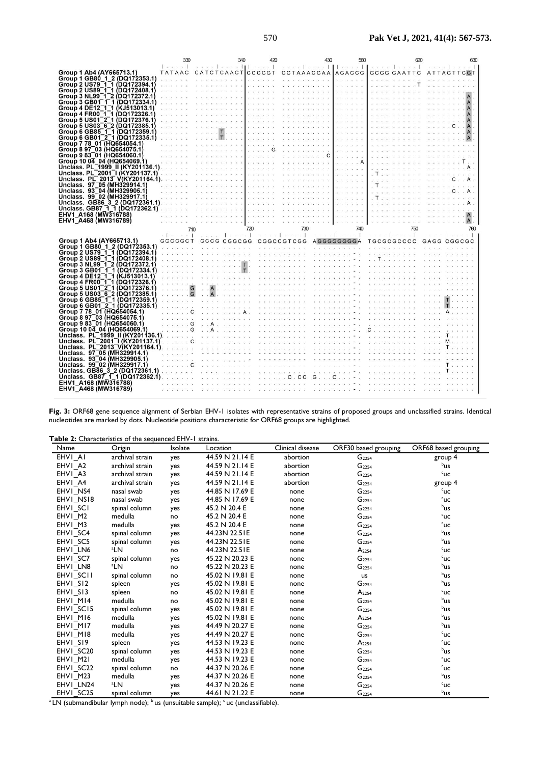**Fig. 3:** ORF68 gene sequence alignment of Serbian EHV-1 isolates with representative strains of proposed groups and unclassified strains. Identical nucleotides are marked by dots. Nucleotide positions characteristic for ORF68 groups are highlighted.

**Table 2:** Characteristics of the sequenced EHV-1 strains.

| Name | Origin | Isolate | Location | Clinical disease | ORF30 based grouping | ORF68 based grouping |
|---|---|---|---|---|---|---|
| EHV1_A1 | archival strain | yes | 44.59 N 21.14 E | abortion | $G_{2254}$ | group 4 |
| EHV1_A2 | archival strain | yes | 44.59 N 21.14 E | abortion | $G_{2254}$ | [b]us |
| EHV1_A3 | archival strain | yes | 44.59 N 21.14 E | abortion | $G_{2254}$ | [c]uc |
| EHV1_A4 | archival strain | yes | 44.59 N 21.14 E | abortion | $G_{2254}$ | group 4 |
| EHV1_NS4 | nasal swab | yes | 44.85 N 17.69 E | none | $G_{2254}$ | [c]uc |
| EHV1_NS18 | nasal swab | yes | 44.85 N 17.69 E | none | $G_{2254}$ | [c]uc |
| EHV1_SC1 | spinal column | yes | 45.2 N 20.4 E | none | $G_{2254}$ | [b]us |
| EHV1_M2 | medulla | no | 45.2 N 20.4 E | none | $G_{2254}$ | [c]uc |
| EHV1_M3 | medulla | yes | 45.2 N 20.4 E | none | $G_{2254}$ | [c]uc |
| EHV1_SC4 | spinal column | yes | 44.23N 22.51E | none | $G_{2254}$ | [b]us |
| EHV1_SC5 | spinal column | yes | 44.23N 22.51E | none | $G_{2254}$ | [b]us |
| EHV1_LN6 | [a]LN | no | 44.23N 22.51E | none | $A_{2254}$ | [c]uc |
| EHV1_SC7 | spinal column | yes | 45.22 N 20.23 E | none | $G_{2254}$ | [c]uc |
| EHV1_LN8 | [a]LN | no | 45.22 N 20.23 E | none | $G_{2254}$ | [b]us |
| EHV1_SC11 | spinal column | no | 45.02 N 19.81 E | none | us | [b]us |
| EHV1_S12 | spleen | yes | 45.02 N 19.81 E | none | $G_{2254}$ | [b]us |
| EHV1_S13 | spleen | no | 45.02 N 19.81 E | none | $A_{2254}$ | [c]uc |
| EHV1_M14 | medulla | no | 45.02 N 19.81 E | none | $G_{2254}$ | [b]us |
| EHV1_SC15 | spinal column | yes | 45.02 N 19.81 E | none | $G_{2254}$ | [b]us |
| EHV1_M16 | medulla | yes | 45.02 N 19.81 E | none | $A_{2254}$ | [b]us |
| EHV1_M17 | medulla | yes | 44.49 N 20.27 E | none | $G_{2254}$ | [b]us |
| EHV1_M18 | medulla | yes | 44.49 N 20.27 E | none | $G_{2254}$ | [c]uc |
| EHV1_S19 | spleen | yes | 44.53 N 19.23 E | none | $A_{2254}$ | [c]uc |
| EHV1_SC20 | spinal column | yes | 44.53 N 19.23 E | none | $G_{2254}$ | [b]us |
| EHV1_M21 | medulla | yes | 44.53 N 19.23 E | none | $G_{2254}$ | [c]uc |
| EHV1_SC22 | spinal column | no | 44.37 N 20.26 E | none | $G_{2254}$ | [c]uc |
| EHV1_M23 | medulla | yes | 44.37 N 20.26 E | none | $G_{2254}$ | [b]us |
| EHV1_LN24 | [a]LN | yes | 44.37 N 20.26 E | none | $G_{2254}$ | [c]uc |
| EHV1_SC25 | spinal column | yes | 44.61 N 21.22 E | none | $G_{2254}$ | [b]us |

[a] LN (submandibular lymph node); [b] us (unsuitable sample); [c] uc (unclassifiable).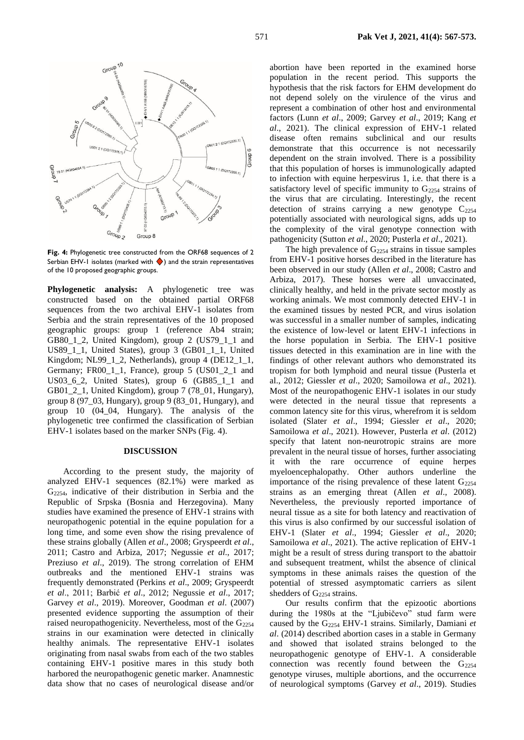**Fig. 4:** Phylogenetic tree constructed from the ORF68 sequences of 2 Serbian EHV-1 isolates (marked with ◆) and the strain representatives of the 10 proposed geographic groups.

**Phylogenetic analysis:** A phylogenetic tree was constructed based on the obtained partial ORF68 sequences from the two archival EHV-1 isolates from Serbia and the strain representatives of the 10 proposed geographic groups: group 1 (reference Ab4 strain; GB80_1_2, United Kingdom), group 2 (US79_1_1 and US89_1_1, United States), group 3 (GB01_1_1, United Kingdom; NL99_1_2, Netherlands), group 4 (DE12_1_1, Germany; FR00_1_1, France), group 5 (US01_2_1 and US03_6_2, United States), group 6 (GB85_1_1 and GB01_2_1, United Kingdom), group 7 (78_01, Hungary), group 8 (97_03, Hungary), group 9 (83_01, Hungary), and group 10 (04_04, Hungary). The analysis of the phylogenetic tree confirmed the classification of Serbian EHV-1 isolates based on the marker SNPs (Fig. 4).

## DISCUSSION

According to the present study, the majority of analyzed EHV-1 sequences (82.1%) were marked as $G_{2254}$, indicative of their distribution in Serbia and the Republic of Srpska (Bosnia and Herzegovina). Many studies have examined the presence of EHV-1 strains with neuropathogenic potential in the equine population for a long time, and some even show the rising prevalence of these strains globally (Allen *et al*., 2008; Gryspeerdt *et al*., 2011; Castro and Arbiza, 2017; Negussie *et al*., 2017; Preziuso *et al*., 2019). The strong correlation of EHM outbreaks and the mentioned EHV-1 strains was frequently demonstrated (Perkins *et al*., 2009; Gryspeerdt *et al*., 2011; Barbić *et al*., 2012; Negussie *et al*., 2017; Garvey *et al*., 2019). Moreover, Goodman *et al*. (2007) presented evidence supporting the assumption of their raised neuropathogenicity. Nevertheless, most of the $G_{2254}$ strains in our examination were detected in clinically healthy animals. The representative EHV-1 isolates originating from nasal swabs from each of the two stables containing EHV-1 positive mares in this study both harbored the neuropathogenic genetic marker. Anamnestic data show that no cases of neurological disease and/or abortion have been reported in the examined horse population in the recent period. This supports the hypothesis that the risk factors for EHM development do not depend solely on the virulence of the virus and represent a combination of other host and environmental factors (Lunn *et al*., 2009; Garvey *et al*., 2019; Kang *et al*., 2021). The clinical expression of EHV-1 related disease often remains subclinical and our results demonstrate that this occurrence is not necessarily dependent on the strain involved. There is a possibility that this population of horses is immunologically adapted to infection with equine herpesvirus 1, i.e. that there is a satisfactory level of specific immunity to $G_{2254}$ strains of the virus that are circulating. Interestingly, the recent detection of strains carrying a new genotype $C_{2254}$ potentially associated with neurological signs, adds up to the complexity of the viral genotype connection with pathogenicity (Sutton *et al*., 2020; Pusterla *et al*., 2021).

The high prevalence of $G_{2254}$ strains in tissue samples from EHV-1 positive horses described in the literature has been observed in our study (Allen *et al*., 2008; Castro and Arbiza, 2017). These horses were all unvaccinated, clinically healthy, and held in the private sector mostly as working animals. We most commonly detected EHV-1 in the examined tissues by nested PCR, and virus isolation was successful in a smaller number of samples, indicating the existence of low-level or latent EHV-1 infections in the horse population in Serbia. The EHV-1 positive tissues detected in this examination are in line with the findings of other relevant authors who demonstrated its tropism for both lymphoid and neural tissue (Pusterla et al., 2012; Giessler *et al*., 2020; Samoilowa *et al*., 2021). Most of the neuropathogenic EHV-1 isolates in our study were detected in the neural tissue that represents a common latency site for this virus, wherefrom it is seldom isolated (Slater *et al*., 1994; Giessler *et al*., 2020; Samoilowa *et al*., 2021). However, Pusterla *et al*. (2012) specify that latent non-neurotropic strains are more prevalent in the neural tissue of horses, further associating it with the rare occurrence of equine herpes myeloencephalopathy. Other authors underline the importance of the rising prevalence of these latent $G_{2254}$ strains as an emerging threat (Allen *et al*., 2008). Nevertheless, the previously reported importance of neural tissue as a site for both latency and reactivation of this virus is also confirmed by our successful isolation of EHV-1 (Slater *et al*., 1994; Giessler *et al*., 2020; Samoilowa *et al*., 2021). The active replication of EHV-1 might be a result of stress during transport to the abattoir and subsequent treatment, whilst the absence of clinical symptoms in these animals raises the question of the potential of stressed asymptomatic carriers as silent shedders of $G_{2254}$ strains.

Our results confirm that the epizootic abortions during the 1980s at the "Ljubičevo" stud farm were caused by the $G_{2254}$ EHV-1 strains. Similarly, Damiani *et al*. (2014) described abortion cases in a stable in Germany and showed that isolated strains belonged to the neuropathogenic genotype of EHV-1. A considerable connection was recently found between the $G_{2254}$ genotype viruses, multiple abortions, and the occurrence of neurological symptoms (Garvey *et al*., 2019). Studies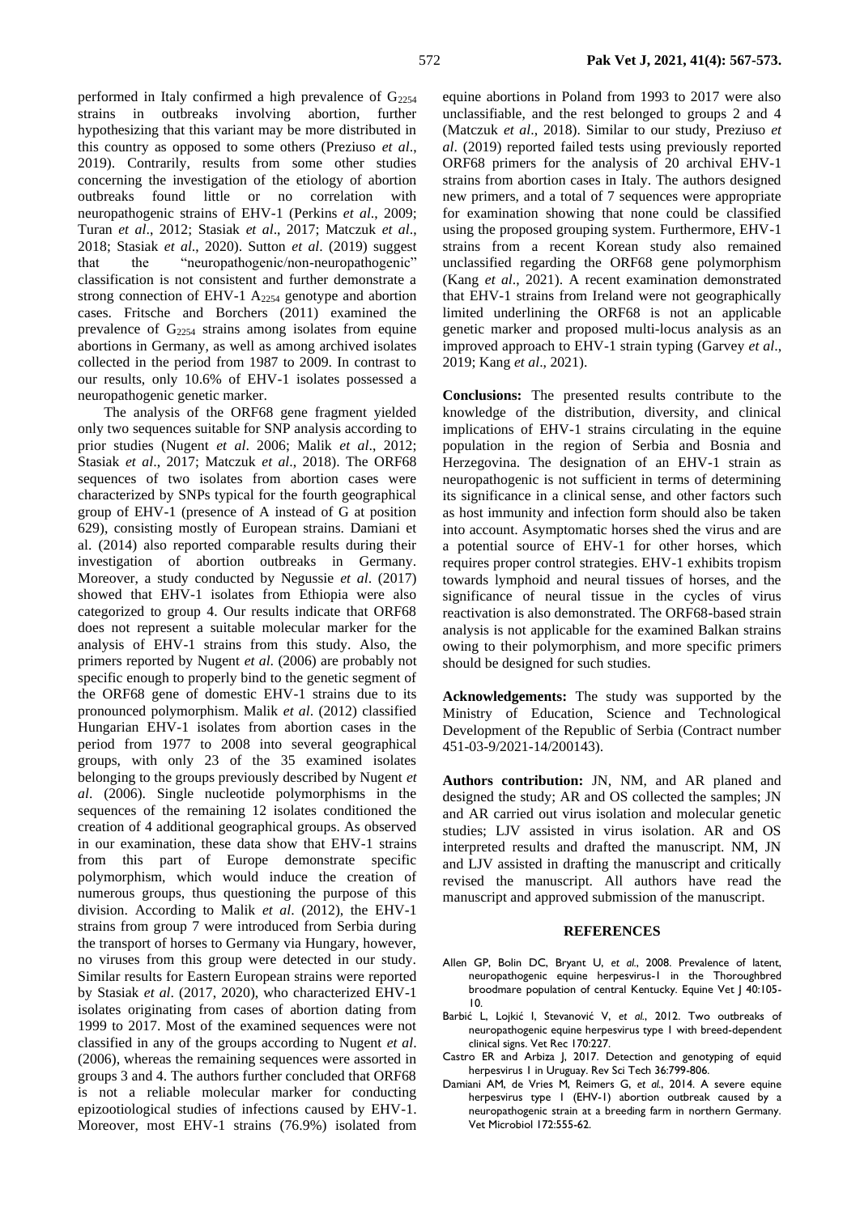performed in Italy confirmed a high prevalence of $G_{2254}$ strains in outbreaks involving abortion, further hypothesizing that this variant may be more distributed in this country as opposed to some others (Preziuso *et al*., 2019). Contrarily, results from some other studies concerning the investigation of the etiology of abortion outbreaks found little or no correlation with neuropathogenic strains of EHV-1 (Perkins *et al*., 2009; Turan *et al*., 2012; Stasiak *et al*., 2017; Matczuk *et al*., 2018; Stasiak *et al*., 2020). Sutton *et al*. (2019) suggest that the "neuropathogenic/non-neuropathogenic" classification is not consistent and further demonstrate a strong connection of EHV-1 $A_{2254}$ genotype and abortion cases. Fritsche and Borchers (2011) examined the prevalence of $G_{2254}$ strains among isolates from equine abortions in Germany, as well as among archived isolates collected in the period from 1987 to 2009. In contrast to our results, only 10.6% of EHV-1 isolates possessed a neuropathogenic genetic marker.

The analysis of the ORF68 gene fragment yielded only two sequences suitable for SNP analysis according to prior studies (Nugent *et al*. 2006; Malik *et al*., 2012; Stasiak *et al*., 2017; Matczuk *et al*., 2018). The ORF68 sequences of two isolates from abortion cases were characterized by SNPs typical for the fourth geographical group of EHV-1 (presence of A instead of G at position 629), consisting mostly of European strains. Damiani et al. (2014) also reported comparable results during their investigation of abortion outbreaks in Germany. Moreover, a study conducted by Negussie *et al*. (2017) showed that EHV-1 isolates from Ethiopia were also categorized to group 4. Our results indicate that ORF68 does not represent a suitable molecular marker for the analysis of EHV-1 strains from this study. Also, the primers reported by Nugent *et al*. (2006) are probably not specific enough to properly bind to the genetic segment of the ORF68 gene of domestic EHV-1 strains due to its pronounced polymorphism. Malik *et al*. (2012) classified Hungarian EHV-1 isolates from abortion cases in the period from 1977 to 2008 into several geographical groups, with only 23 of the 35 examined isolates belonging to the groups previously described by Nugent *et al*. (2006). Single nucleotide polymorphisms in the sequences of the remaining 12 isolates conditioned the creation of 4 additional geographical groups. As observed in our examination, these data show that EHV-1 strains from this part of Europe demonstrate specific polymorphism, which would induce the creation of numerous groups, thus questioning the purpose of this division. According to Malik *et al*. (2012), the EHV-1 strains from group 7 were introduced from Serbia during the transport of horses to Germany via Hungary, however, no viruses from this group were detected in our study. Similar results for Eastern European strains were reported by Stasiak *et al*. (2017, 2020), who characterized EHV-1 isolates originating from cases of abortion dating from 1999 to 2017. Most of the examined sequences were not classified in any of the groups according to Nugent *et al*. (2006), whereas the remaining sequences were assorted in groups 3 and 4. The authors further concluded that ORF68 is not a reliable molecular marker for conducting epizootiological studies of infections caused by EHV-1. Moreover, most EHV-1 strains (76.9%) isolated from equine abortions in Poland from 1993 to 2017 were also unclassifiable, and the rest belonged to groups 2 and 4 (Matczuk *et al*., 2018). Similar to our study, Preziuso *et al*. (2019) reported failed tests using previously reported ORF68 primers for the analysis of 20 archival EHV-1 strains from abortion cases in Italy. The authors designed new primers, and a total of 7 sequences were appropriate for examination showing that none could be classified using the proposed grouping system. Furthermore, EHV-1 strains from a recent Korean study also remained unclassified regarding the ORF68 gene polymorphism (Kang *et al*., 2021). A recent examination demonstrated that EHV-1 strains from Ireland were not geographically limited underlining the ORF68 is not an applicable genetic marker and proposed multi-locus analysis as an improved approach to EHV-1 strain typing (Garvey *et al*., 2019; Kang *et al*., 2021).

**Conclusions:** The presented results contribute to the knowledge of the distribution, diversity, and clinical implications of EHV-1 strains circulating in the equine population in the region of Serbia and Bosnia and Herzegovina. The designation of an EHV-1 strain as neuropathogenic is not sufficient in terms of determining its significance in a clinical sense, and other factors such as host immunity and infection form should also be taken into account. Asymptomatic horses shed the virus and are a potential source of EHV-1 for other horses, which requires proper control strategies. EHV-1 exhibits tropism towards lymphoid and neural tissues of horses, and the significance of neural tissue in the cycles of virus reactivation is also demonstrated. The ORF68-based strain analysis is not applicable for the examined Balkan strains owing to their polymorphism, and more specific primers should be designed for such studies.

**Acknowledgements:** The study was supported by the Ministry of Education, Science and Technological Development of the Republic of Serbia (Contract number 451-03-9/2021-14/200143).

**Authors contribution:** JN, NM, and AR planed and designed the study; AR and OS collected the samples; JN and AR carried out virus isolation and molecular genetic studies; LJV assisted in virus isolation. AR and OS interpreted results and drafted the manuscript. NM, JN and LJV assisted in drafting the manuscript and critically revised the manuscript. All authors have read the manuscript and approved submission of the manuscript.

## REFERENCES

Allen GP, Bolin DC, Bryant U, *et al*., 2008. Prevalence of latent, neuropathogenic equine herpesvirus-1 in the Thoroughbred broodmare population of central Kentucky. Equine Vet J 40:105-10.

Barbić L, Lojkić I, Stevanović V, *et al*., 2012. Two outbreaks of neuropathogenic equine herpesvirus type 1 with breed-dependent clinical signs. Vet Rec 170:227.

Castro ER and Arbiza J, 2017. Detection and genotyping of equid herpesvirus 1 in Uruguay. Rev Sci Tech 36:799-806.

Damiani AM, de Vries M, Reimers G, *et al*., 2014. A severe equine herpesvirus type 1 (EHV-1) abortion outbreak caused by a neuropathogenic strain at a breeding farm in northern Germany. Vet Microbiol 172:555-62.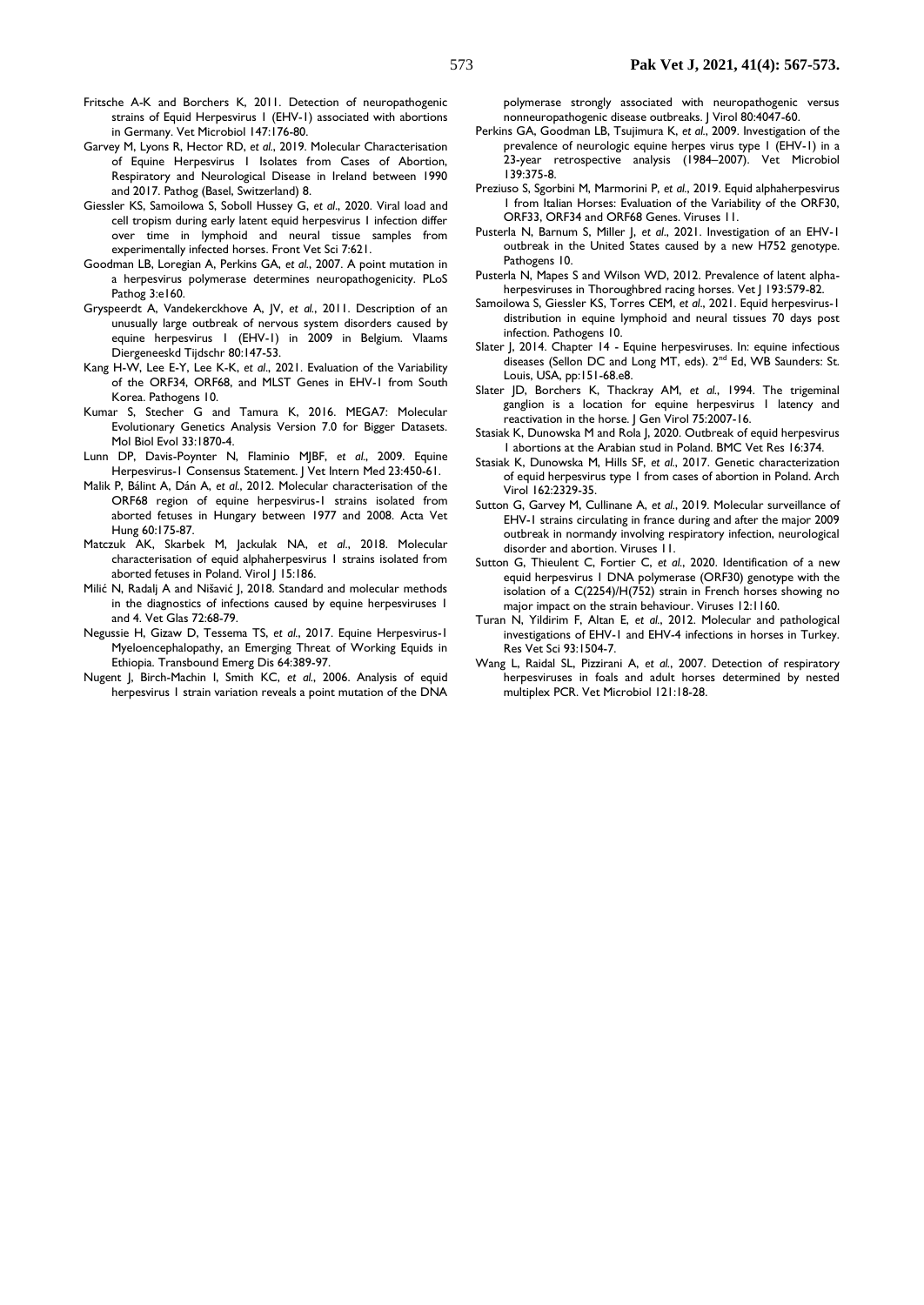Fritsche A-K and Borchers K, 2011. Detection of neuropathogenic strains of Equid Herpesvirus 1 (EHV-1) associated with abortions in Germany. Vet Microbiol 147:176-80.

Garvey M, Lyons R, Hector RD, *et al*., 2019. Molecular Characterisation of Equine Herpesvirus 1 Isolates from Cases of Abortion, Respiratory and Neurological Disease in Ireland between 1990 and 2017. Pathog (Basel, Switzerland) 8.

Giessler KS, Samoilowa S, Soboll Hussey G, *et al*., 2020. Viral load and cell tropism during early latent equid herpesvirus 1 infection differ over time in lymphoid and neural tissue samples from experimentally infected horses. Front Vet Sci 7:621.

Goodman LB, Loregian A, Perkins GA, *et al*., 2007. A point mutation in a herpesvirus polymerase determines neuropathogenicity. PLoS Pathog 3:e160.

Gryspeerdt A, Vandekerckhove A, JV, *et al*., 2011. Description of an unusually large outbreak of nervous system disorders caused by equine herpesvirus 1 (EHV-1) in 2009 in Belgium. Vlaams Diergeneeskd Tijdschr 80:147-53.

Kang H-W, Lee E-Y, Lee K-K, *et al*., 2021. Evaluation of the Variability of the ORF34, ORF68, and MLST Genes in EHV-1 from South Korea. Pathogens 10.

Kumar S, Stecher G and Tamura K, 2016. MEGA7: Molecular Evolutionary Genetics Analysis Version 7.0 for Bigger Datasets. Mol Biol Evol 33:1870-4.

Lunn DP, Davis-Poynter N, Flaminio MJBF, *et al*., 2009. Equine Herpesvirus-1 Consensus Statement. J Vet Intern Med 23:450-61.

Malik P, Bálint A, Dán A, *et al*., 2012. Molecular characterisation of the ORF68 region of equine herpesvirus-1 strains isolated from aborted fetuses in Hungary between 1977 and 2008. Acta Vet Hung 60:175-87.

Matczuk AK, Skarbek M, Jackulak NA, *et al*., 2018. Molecular characterisation of equid alphaherpesvirus 1 strains isolated from aborted fetuses in Poland. Virol J 15:186.

Milić N, Radalj A and Nišavić J, 2018. Standard and molecular methods in the diagnostics of infections caused by equine herpesviruses 1 and 4. Vet Glas 72:68-79.

Negussie H, Gizaw D, Tessema TS, *et al*., 2017. Equine Herpesvirus-1 Myeloencephalopathy, an Emerging Threat of Working Equids in Ethiopia. Transbound Emerg Dis 64:389-97.

Nugent J, Birch-Machin I, Smith KC, *et al*., 2006. Analysis of equid herpesvirus 1 strain variation reveals a point mutation of the DNA polymerase strongly associated with neuropathogenic versus nonneuropathogenic disease outbreaks. J Virol 80:4047-60.

Perkins GA, Goodman LB, Tsujimura K, *et al*., 2009. Investigation of the prevalence of neurologic equine herpes virus type 1 (EHV-1) in a 23-year retrospective analysis (1984–2007). Vet Microbiol 139:375-8.

Preziuso S, Sgorbini M, Marmorini P, *et al*., 2019. Equid alphaherpesvirus 1 from Italian Horses: Evaluation of the Variability of the ORF30, ORF33, ORF34 and ORF68 Genes. Viruses 11.

Pusterla N, Barnum S, Miller J, *et al*., 2021. Investigation of an EHV-1 outbreak in the United States caused by a new H752 genotype. Pathogens 10.

Pusterla N, Mapes S and Wilson WD, 2012. Prevalence of latent alpha-herpesviruses in Thoroughbred racing horses. Vet J 193:579-82.

Samoilowa S, Giessler KS, Torres CEM, *et al*., 2021. Equid herpesvirus-1 distribution in equine lymphoid and neural tissues 70 days post infection. Pathogens 10.

Slater J, 2014. Chapter 14 - Equine herpesviruses. In: equine infectious diseases (Sellon DC and Long MT, eds). 2nd Ed, WB Saunders: St. Louis, USA, pp:151-68.e8.

Slater JD, Borchers K, Thackray AM, *et al*., 1994. The trigeminal ganglion is a location for equine herpesvirus 1 latency and reactivation in the horse. J Gen Virol 75:2007-16.

Stasiak K, Dunowska M and Rola J, 2020. Outbreak of equid herpesvirus 1 abortions at the Arabian stud in Poland. BMC Vet Res 16:374.

Stasiak K, Dunowska M, Hills SF, *et al*., 2017. Genetic characterization of equid herpesvirus type 1 from cases of abortion in Poland. Arch Virol 162:2329-35.

Sutton G, Garvey M, Cullinane A, *et al*., 2019. Molecular surveillance of EHV-1 strains circulating in france during and after the major 2009 outbreak in normandy involving respiratory infection, neurological disorder and abortion. Viruses 11.

Sutton G, Thieulent C, Fortier C, *et al*., 2020. Identification of a new equid herpesvirus 1 DNA polymerase (ORF30) genotype with the isolation of a C(2254)/H(752) strain in French horses showing no major impact on the strain behaviour. Viruses 12:1160.

Turan N, Yildirim F, Altan E, *et al*., 2012. Molecular and pathological investigations of EHV-1 and EHV-4 infections in horses in Turkey. Res Vet Sci 93:1504-7.

Wang L, Raidal SL, Pizzirani A, *et al*., 2007. Detection of respiratory herpesviruses in foals and adult horses determined by nested multiplex PCR. Vet Microbiol 121:18-28.